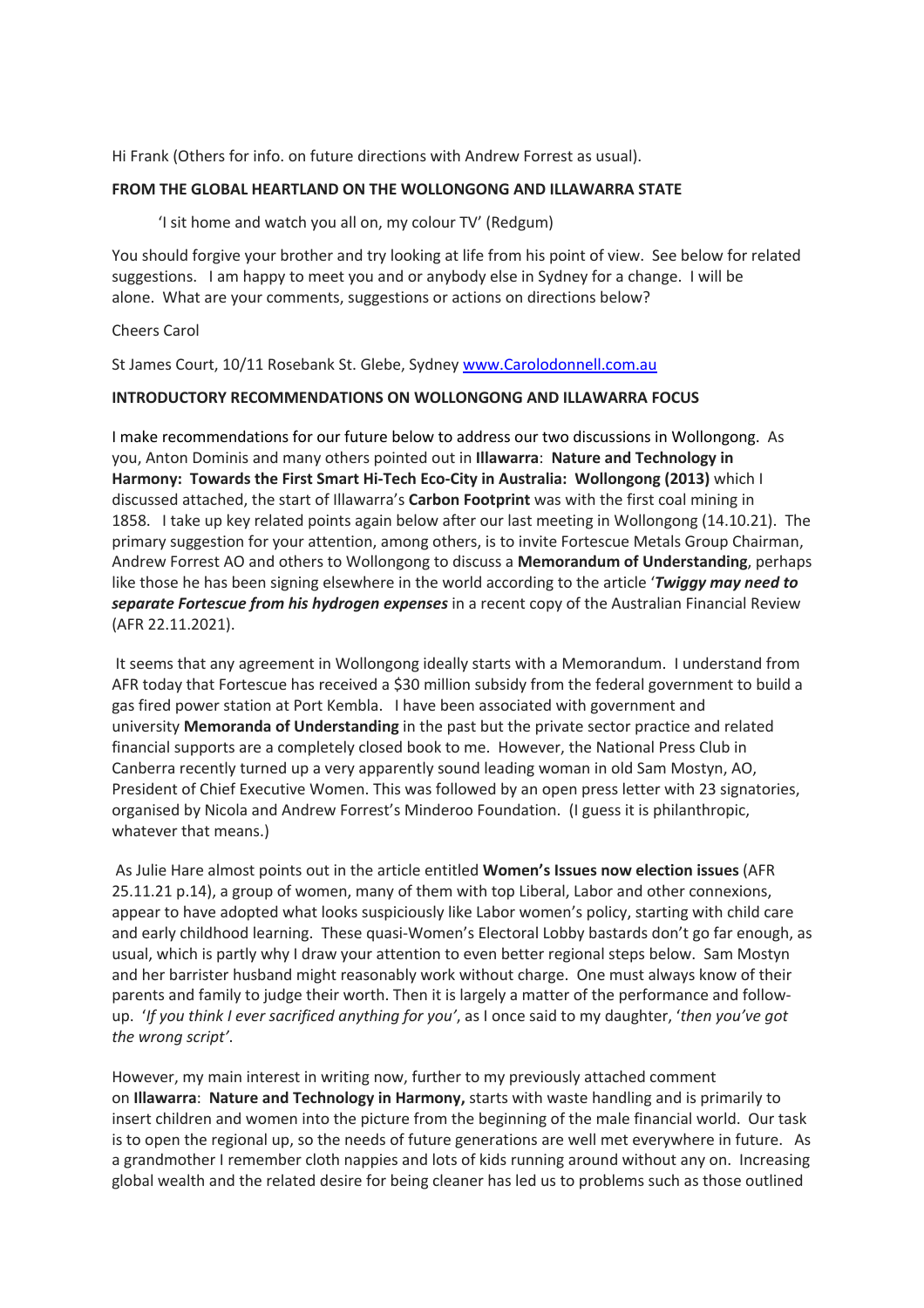Hi Frank (Others for info. on future directions with Andrew Forrest as usual).

**FROM THE GLOBAL HEARTLAND ON THE WOLLONGONG AND ILLAWARRA STATE**

'I sit home and watch you all on, my colour TV' (Redgum)

You should forgive your brother and try looking at life from his point of view. See below for related suggestions. I am happy to meet you and or anybody else in Sydney for a change. I will be alone. What are your comments, suggestions or actions on directions below?

Cheers Carol

St James Court, 10/11 Rosebank St. Glebe, Sydney www.Carolodonnell.com.au

**INTRODUCTORY RECOMMENDATIONS ON WOLLONGONG AND ILLAWARRA FOCUS**

I make recommendations for our future below to address our two discussions in Wollongong. As you, Anton Dominis and many others pointed out in **Illawarra**: **Nature and Technology in Harmony: Towards the First Smart Hi-Tech Eco-City in Australia: Wollongong (2013)** which I discussed attached, the start of Illawarra's **Carbon Footprint** was with the first coal mining in 1858. I take up key related points again below after our last meeting in Wollongong (14.10.21). The primary suggestion for your attention, among others, is to invite Fortescue Metals Group Chairman, Andrew Forrest AO and others to Wollongong to discuss a **Memorandum of Understanding**, perhaps like those he has been signing elsewhere in the world according to the article '***Twiggy may need to separate Fortescue from his hydrogen expenses*** in a recent copy of the Australian Financial Review (AFR 22.11.2021).

It seems that any agreement in Wollongong ideally starts with a Memorandum. I understand from AFR today that Fortescue has received a $30 million subsidy from the federal government to build a gas fired power station at Port Kembla. I have been associated with government and university **Memoranda of Understanding** in the past but the private sector practice and related financial supports are a completely closed book to me. However, the National Press Club in Canberra recently turned up a very apparently sound leading woman in old Sam Mostyn, AO, President of Chief Executive Women. This was followed by an open press letter with 23 signatories, organised by Nicola and Andrew Forrest's Minderoo Foundation. (I guess it is philanthropic, whatever that means.)

As Julie Hare almost points out in the article entitled **Women's Issues now election issues** (AFR 25.11.21 p.14), a group of women, many of them with top Liberal, Labor and other connexions, appear to have adopted what looks suspiciously like Labor women's policy, starting with child care and early childhood learning. These quasi-Women's Electoral Lobby bastards don't go far enough, as usual, which is partly why I draw your attention to even better regional steps below. Sam Mostyn and her barrister husband might reasonably work without charge. One must always know of their parents and family to judge their worth. Then it is largely a matter of the performance and follow-up. '*If you think I ever sacrificed anything for you*', as I once said to my daughter, '*then you've got the wrong script'*.

However, my main interest in writing now, further to my previously attached comment on **Illawarra**: **Nature and Technology in Harmony,** starts with waste handling and is primarily to insert children and women into the picture from the beginning of the male financial world. Our task is to open the regional up, so the needs of future generations are well met everywhere in future. As a grandmother I remember cloth nappies and lots of kids running around without any on. Increasing global wealth and the related desire for being cleaner has led us to problems such as those outlined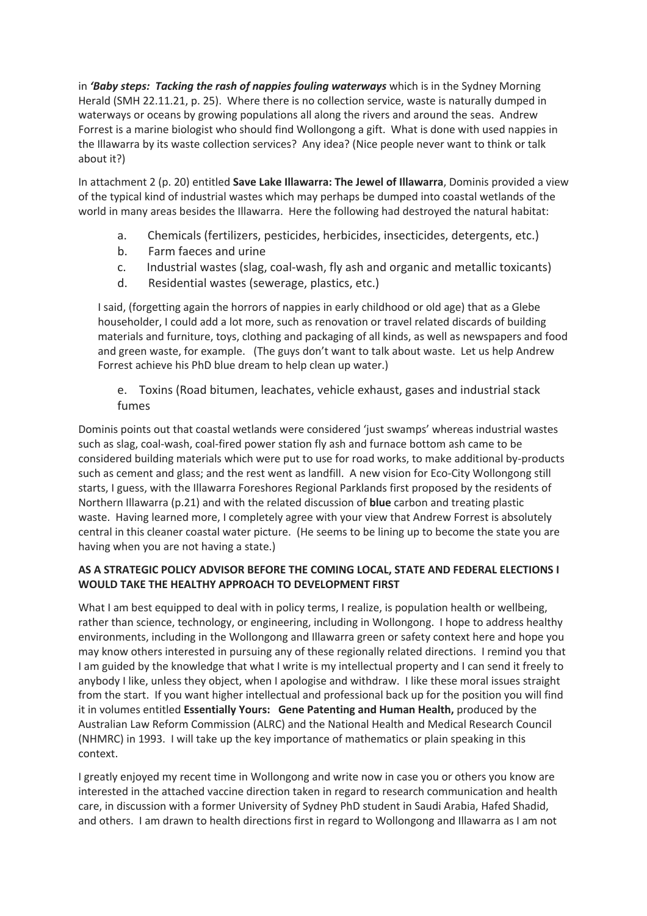in ***'Baby steps: Tacking the rash of nappies fouling waterways*** which is in the Sydney Morning Herald (SMH 22.11.21, p. 25). Where there is no collection service, waste is naturally dumped in waterways or oceans by growing populations all along the rivers and around the seas. Andrew Forrest is a marine biologist who should find Wollongong a gift. What is done with used nappies in the Illawarra by its waste collection services? Any idea? (Nice people never want to think or talk about it?)

In attachment 2 (p. 20) entitled **Save Lake Illawarra: The Jewel of Illawarra**, Dominis provided a view of the typical kind of industrial wastes which may perhaps be dumped into coastal wetlands of the world in many areas besides the Illawarra. Here the following had destroyed the natural habitat:

a. Chemicals (fertilizers, pesticides, herbicides, insecticides, detergents, etc.)
b. Farm faeces and urine
c. Industrial wastes (slag, coal-wash, fly ash and organic and metallic toxicants)
d. Residential wastes (sewerage, plastics, etc.)

I said, (forgetting again the horrors of nappies in early childhood or old age) that as a Glebe householder, I could add a lot more, such as renovation or travel related discards of building materials and furniture, toys, clothing and packaging of all kinds, as well as newspapers and food and green waste, for example. (The guys don't want to talk about waste. Let us help Andrew Forrest achieve his PhD blue dream to help clean up water.)

e. Toxins (Road bitumen, leachates, vehicle exhaust, gases and industrial stack fumes

Dominis points out that coastal wetlands were considered 'just swamps' whereas industrial wastes such as slag, coal-wash, coal-fired power station fly ash and furnace bottom ash came to be considered building materials which were put to use for road works, to make additional by-products such as cement and glass; and the rest went as landfill. A new vision for Eco-City Wollongong still starts, I guess, with the Illawarra Foreshores Regional Parklands first proposed by the residents of Northern Illawarra (p.21) and with the related discussion of **blue** carbon and treating plastic waste. Having learned more, I completely agree with your view that Andrew Forrest is absolutely central in this cleaner coastal water picture. (He seems to be lining up to become the state you are having when you are not having a state.)

**AS A STRATEGIC POLICY ADVISOR BEFORE THE COMING LOCAL, STATE AND FEDERAL ELECTIONS I WOULD TAKE THE HEALTHY APPROACH TO DEVELOPMENT FIRST**

What I am best equipped to deal with in policy terms, I realize, is population health or wellbeing, rather than science, technology, or engineering, including in Wollongong. I hope to address healthy environments, including in the Wollongong and Illawarra green or safety context here and hope you may know others interested in pursuing any of these regionally related directions. I remind you that I am guided by the knowledge that what I write is my intellectual property and I can send it freely to anybody I like, unless they object, when I apologise and withdraw. I like these moral issues straight from the start. If you want higher intellectual and professional back up for the position you will find it in volumes entitled **Essentially Yours: Gene Patenting and Human Health,** produced by the Australian Law Reform Commission (ALRC) and the National Health and Medical Research Council (NHMRC) in 1993. I will take up the key importance of mathematics or plain speaking in this context.

I greatly enjoyed my recent time in Wollongong and write now in case you or others you know are interested in the attached vaccine direction taken in regard to research communication and health care, in discussion with a former University of Sydney PhD student in Saudi Arabia, Hafed Shadid, and others. I am drawn to health directions first in regard to Wollongong and Illawarra as I am not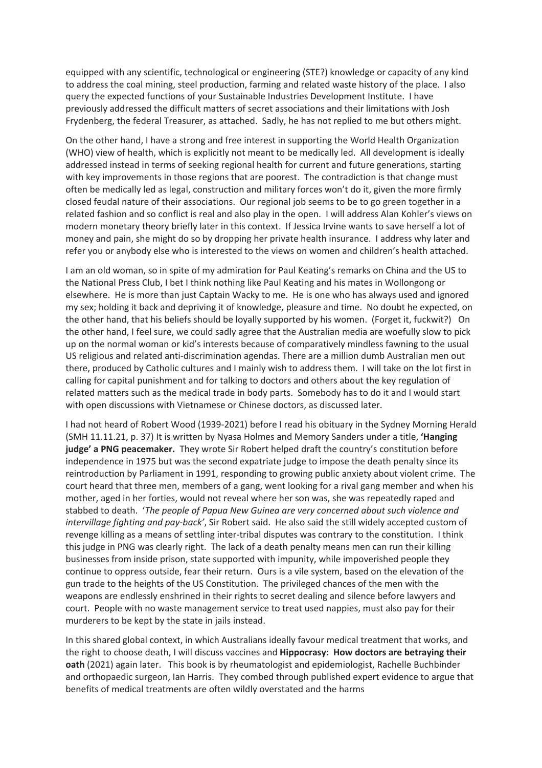equipped with any scientific, technological or engineering (STE?) knowledge or capacity of any kind to address the coal mining, steel production, farming and related waste history of the place. I also query the expected functions of your Sustainable Industries Development Institute. I have previously addressed the difficult matters of secret associations and their limitations with Josh Frydenberg, the federal Treasurer, as attached. Sadly, he has not replied to me but others might.

On the other hand, I have a strong and free interest in supporting the World Health Organization (WHO) view of health, which is explicitly not meant to be medically led. All development is ideally addressed instead in terms of seeking regional health for current and future generations, starting with key improvements in those regions that are poorest. The contradiction is that change must often be medically led as legal, construction and military forces won't do it, given the more firmly closed feudal nature of their associations. Our regional job seems to be to go green together in a related fashion and so conflict is real and also play in the open. I will address Alan Kohler's views on modern monetary theory briefly later in this context. If Jessica Irvine wants to save herself a lot of money and pain, she might do so by dropping her private health insurance. I address why later and refer you or anybody else who is interested to the views on women and children's health attached.

I am an old woman, so in spite of my admiration for Paul Keating's remarks on China and the US to the National Press Club, I bet I think nothing like Paul Keating and his mates in Wollongong or elsewhere. He is more than just Captain Wacky to me. He is one who has always used and ignored my sex; holding it back and depriving it of knowledge, pleasure and time. No doubt he expected, on the other hand, that his beliefs should be loyally supported by his women. (Forget it, fuckwit?) On the other hand, I feel sure, we could sadly agree that the Australian media are woefully slow to pick up on the normal woman or kid's interests because of comparatively mindless fawning to the usual US religious and related anti-discrimination agendas. There are a million dumb Australian men out there, produced by Catholic cultures and I mainly wish to address them. I will take on the lot first in calling for capital punishment and for talking to doctors and others about the key regulation of related matters such as the medical trade in body parts. Somebody has to do it and I would start with open discussions with Vietnamese or Chinese doctors, as discussed later.

I had not heard of Robert Wood (1939-2021) before I read his obituary in the Sydney Morning Herald (SMH 11.11.21, p. 37) It is written by Nyasa Holmes and Memory Sanders under a title, **'Hanging judge' a PNG peacemaker.** They wrote Sir Robert helped draft the country's constitution before independence in 1975 but was the second expatriate judge to impose the death penalty since its reintroduction by Parliament in 1991, responding to growing public anxiety about violent crime. The court heard that three men, members of a gang, went looking for a rival gang member and when his mother, aged in her forties, would not reveal where her son was, she was repeatedly raped and stabbed to death. '*The people of Papua New Guinea are very concerned about such violence and intervillage fighting and pay-back'*, Sir Robert said. He also said the still widely accepted custom of revenge killing as a means of settling inter-tribal disputes was contrary to the constitution. I think this judge in PNG was clearly right. The lack of a death penalty means men can run their killing businesses from inside prison, state supported with impunity, while impoverished people they continue to oppress outside, fear their return. Ours is a vile system, based on the elevation of the gun trade to the heights of the US Constitution. The privileged chances of the men with the weapons are endlessly enshrined in their rights to secret dealing and silence before lawyers and court. People with no waste management service to treat used nappies, must also pay for their murderers to be kept by the state in jails instead.

In this shared global context, in which Australians ideally favour medical treatment that works, and the right to choose death, I will discuss vaccines and **Hippocrasy: How doctors are betraying their oath** (2021) again later. This book is by rheumatologist and epidemiologist, Rachelle Buchbinder and orthopaedic surgeon, Ian Harris. They combed through published expert evidence to argue that benefits of medical treatments are often wildly overstated and the harms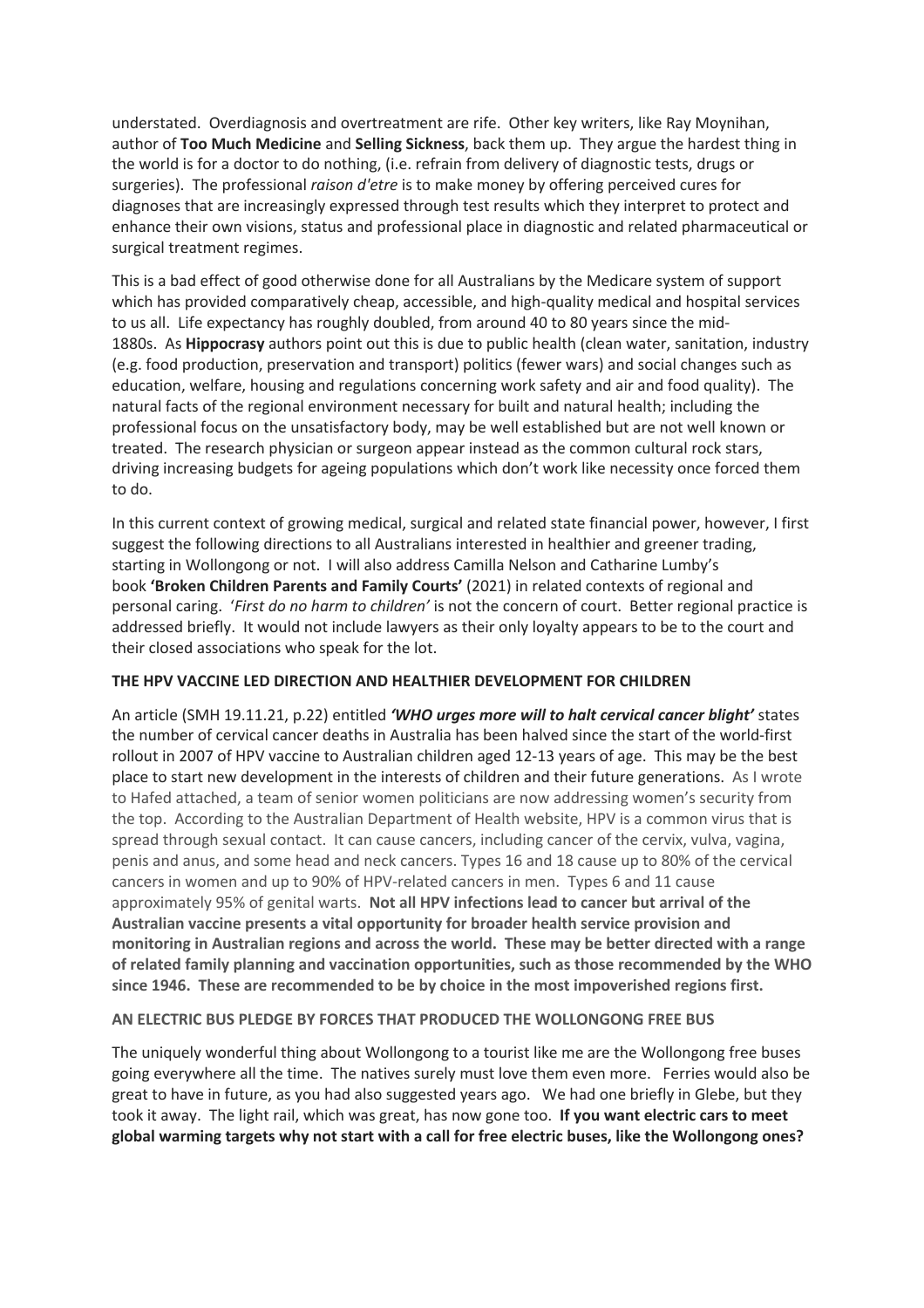understated. Overdiagnosis and overtreatment are rife. Other key writers, like Ray Moynihan, author of **Too Much Medicine** and **Selling Sickness**, back them up. They argue the hardest thing in the world is for a doctor to do nothing, (i.e. refrain from delivery of diagnostic tests, drugs or surgeries). The professional *raison d'etre* is to make money by offering perceived cures for diagnoses that are increasingly expressed through test results which they interpret to protect and enhance their own visions, status and professional place in diagnostic and related pharmaceutical or surgical treatment regimes.

This is a bad effect of good otherwise done for all Australians by the Medicare system of support which has provided comparatively cheap, accessible, and high-quality medical and hospital services to us all. Life expectancy has roughly doubled, from around 40 to 80 years since the mid-1880s. As **Hippocrasy** authors point out this is due to public health (clean water, sanitation, industry (e.g. food production, preservation and transport) politics (fewer wars) and social changes such as education, welfare, housing and regulations concerning work safety and air and food quality). The natural facts of the regional environment necessary for built and natural health; including the professional focus on the unsatisfactory body, may be well established but are not well known or treated. The research physician or surgeon appear instead as the common cultural rock stars, driving increasing budgets for ageing populations which don't work like necessity once forced them to do.

In this current context of growing medical, surgical and related state financial power, however, I first suggest the following directions to all Australians interested in healthier and greener trading, starting in Wollongong or not. I will also address Camilla Nelson and Catharine Lumby's book **'Broken Children Parents and Family Courts'** (2021) in related contexts of regional and personal caring. '*First do no harm to children'* is not the concern of court. Better regional practice is addressed briefly. It would not include lawyers as their only loyalty appears to be to the court and their closed associations who speak for the lot.

**THE HPV VACCINE LED DIRECTION AND HEALTHIER DEVELOPMENT FOR CHILDREN**

An article (SMH 19.11.21, p.22) entitled ***'WHO urges more will to halt cervical cancer blight'*** states the number of cervical cancer deaths in Australia has been halved since the start of the world-first rollout in 2007 of HPV vaccine to Australian children aged 12-13 years of age. This may be the best place to start new development in the interests of children and their future generations. As I wrote to Hafed attached, a team of senior women politicians are now addressing women's security from the top. According to the Australian Department of Health website, HPV is a common virus that is spread through sexual contact. It can cause cancers, including cancer of the cervix, vulva, vagina, penis and anus, and some head and neck cancers. Types 16 and 18 cause up to 80% of the cervical cancers in women and up to 90% of HPV-related cancers in men. Types 6 and 11 cause approximately 95% of genital warts. **Not all HPV infections lead to cancer but arrival of the Australian vaccine presents a vital opportunity for broader health service provision and monitoring in Australian regions and across the world. These may be better directed with a range of related family planning and vaccination opportunities, such as those recommended by the WHO since 1946. These are recommended to be by choice in the most impoverished regions first.**

**AN ELECTRIC BUS PLEDGE BY FORCES THAT PRODUCED THE WOLLONGONG FREE BUS**

The uniquely wonderful thing about Wollongong to a tourist like me are the Wollongong free buses going everywhere all the time. The natives surely must love them even more. Ferries would also be great to have in future, as you had also suggested years ago. We had one briefly in Glebe, but they took it away. The light rail, which was great, has now gone too. **If you want electric cars to meet global warming targets why not start with a call for free electric buses, like the Wollongong ones?**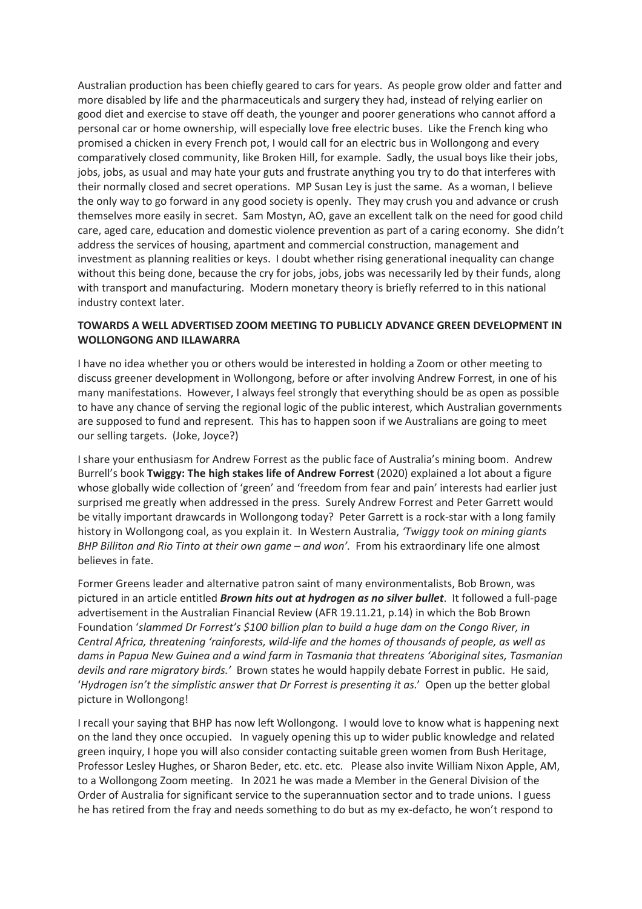Australian production has been chiefly geared to cars for years. As people grow older and fatter and more disabled by life and the pharmaceuticals and surgery they had, instead of relying earlier on good diet and exercise to stave off death, the younger and poorer generations who cannot afford a personal car or home ownership, will especially love free electric buses. Like the French king who promised a chicken in every French pot, I would call for an electric bus in Wollongong and every comparatively closed community, like Broken Hill, for example. Sadly, the usual boys like their jobs, jobs, jobs, as usual and may hate your guts and frustrate anything you try to do that interferes with their normally closed and secret operations. MP Susan Ley is just the same. As a woman, I believe the only way to go forward in any good society is openly. They may crush you and advance or crush themselves more easily in secret. Sam Mostyn, AO, gave an excellent talk on the need for good child care, aged care, education and domestic violence prevention as part of a caring economy. She didn't address the services of housing, apartment and commercial construction, management and investment as planning realities or keys. I doubt whether rising generational inequality can change without this being done, because the cry for jobs, jobs, jobs was necessarily led by their funds, along with transport and manufacturing. Modern monetary theory is briefly referred to in this national industry context later.

**TOWARDS A WELL ADVERTISED ZOOM MEETING TO PUBLICLY ADVANCE GREEN DEVELOPMENT IN WOLLONGONG AND ILLAWARRA**

I have no idea whether you or others would be interested in holding a Zoom or other meeting to discuss greener development in Wollongong, before or after involving Andrew Forrest, in one of his many manifestations. However, I always feel strongly that everything should be as open as possible to have any chance of serving the regional logic of the public interest, which Australian governments are supposed to fund and represent. This has to happen soon if we Australians are going to meet our selling targets. (Joke, Joyce?)

I share your enthusiasm for Andrew Forrest as the public face of Australia's mining boom. Andrew Burrell's book **Twiggy: The high stakes life of Andrew Forrest** (2020) explained a lot about a figure whose globally wide collection of 'green' and 'freedom from fear and pain' interests had earlier just surprised me greatly when addressed in the press. Surely Andrew Forrest and Peter Garrett would be vitally important drawcards in Wollongong today? Peter Garrett is a rock-star with a long family history in Wollongong coal, as you explain it. In Western Australia, *'Twiggy took on mining giants BHP Billiton and Rio Tinto at their own game – and won'.* From his extraordinary life one almost believes in fate.

Former Greens leader and alternative patron saint of many environmentalists, Bob Brown, was pictured in an article entitled ***Brown hits out at hydrogen as no silver bullet***. It followed a full-page advertisement in the Australian Financial Review (AFR 19.11.21, p.14) in which the Bob Brown Foundation '*slammed Dr Forrest's $100 billion plan to build a huge dam on the Congo River, in Central Africa, threatening 'rainforests, wild-life and the homes of thousands of people, as well as dams in Papua New Guinea and a wind farm in Tasmania that threatens 'Aboriginal sites, Tasmanian devils and rare migratory birds.'* Brown states he would happily debate Forrest in public. He said, '*Hydrogen isn't the simplistic answer that Dr Forrest is presenting it as.*' Open up the better global picture in Wollongong!

I recall your saying that BHP has now left Wollongong. I would love to know what is happening next on the land they once occupied. In vaguely opening this up to wider public knowledge and related green inquiry, I hope you will also consider contacting suitable green women from Bush Heritage, Professor Lesley Hughes, or Sharon Beder, etc. etc. etc. Please also invite William Nixon Apple, AM, to a Wollongong Zoom meeting. In 2021 he was made a Member in the General Division of the Order of Australia for significant service to the superannuation sector and to trade unions. I guess he has retired from the fray and needs something to do but as my ex-defacto, he won't respond to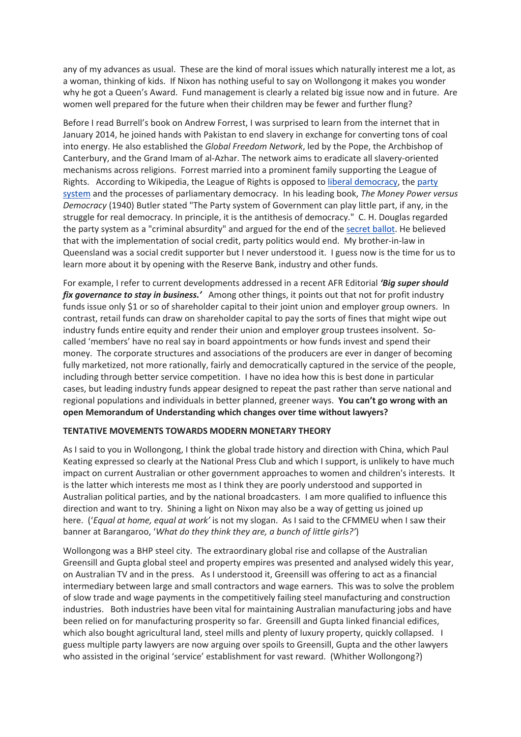any of my advances as usual. These are the kind of moral issues which naturally interest me a lot, as a woman, thinking of kids. If Nixon has nothing useful to say on Wollongong it makes you wonder why he got a Queen's Award. Fund management is clearly a related big issue now and in future. Are women well prepared for the future when their children may be fewer and further flung?

Before I read Burrell's book on Andrew Forrest, I was surprised to learn from the internet that in January 2014, he joined hands with Pakistan to end slavery in exchange for converting tons of coal into energy. He also established the *Global Freedom Network*, led by the Pope, the Archbishop of Canterbury, and the Grand Imam of al-Azhar. The network aims to eradicate all slavery-oriented mechanisms across religions. Forrest married into a prominent family supporting the League of Rights. According to Wikipedia, the League of Rights is opposed to liberal democracy, the party system and the processes of parliamentary democracy. In his leading book, *The Money Power versus Democracy* (1940) Butler stated "The Party system of Government can play little part, if any, in the struggle for real democracy. In principle, it is the antithesis of democracy." C. H. Douglas regarded the party system as a "criminal absurdity" and argued for the end of the secret ballot. He believed that with the implementation of social credit, party politics would end. My brother-in-law in Queensland was a social credit supporter but I never understood it. I guess now is the time for us to learn more about it by opening with the Reserve Bank, industry and other funds.

For example, I refer to current developments addressed in a recent AFR Editorial ***'Big super should fix governance to stay in business.'*** Among other things, it points out that not for profit industry funds issue only $1 or so of shareholder capital to their joint union and employer group owners. In contrast, retail funds can draw on shareholder capital to pay the sorts of fines that might wipe out industry funds entire equity and render their union and employer group trustees insolvent. So-called 'members' have no real say in board appointments or how funds invest and spend their money. The corporate structures and associations of the producers are ever in danger of becoming fully marketized, not more rationally, fairly and democratically captured in the service of the people, including through better service competition. I have no idea how this is best done in particular cases, but leading industry funds appear designed to repeat the past rather than serve national and regional populations and individuals in better planned, greener ways. **You can't go wrong with an open Memorandum of Understanding which changes over time without lawyers?**

**TENTATIVE MOVEMENTS TOWARDS MODERN MONETARY THEORY**

As I said to you in Wollongong, I think the global trade history and direction with China, which Paul Keating expressed so clearly at the National Press Club and which I support, is unlikely to have much impact on current Australian or other government approaches to women and children's interests. It is the latter which interests me most as I think they are poorly understood and supported in Australian political parties, and by the national broadcasters. I am more qualified to influence this direction and want to try. Shining a light on Nixon may also be a way of getting us joined up here. ('*Equal at home, equal at work'* is not my slogan. As I said to the CFMMEU when I saw their banner at Barangaroo, '*What do they think they are, a bunch of little girls?'*)

Wollongong was a BHP steel city. The extraordinary global rise and collapse of the Australian Greensill and Gupta global steel and property empires was presented and analysed widely this year, on Australian TV and in the press. As I understood it, Greensill was offering to act as a financial intermediary between large and small contractors and wage earners. This was to solve the problem of slow trade and wage payments in the competitively failing steel manufacturing and construction industries. Both industries have been vital for maintaining Australian manufacturing jobs and have been relied on for manufacturing prosperity so far. Greensill and Gupta linked financial edifices, which also bought agricultural land, steel mills and plenty of luxury property, quickly collapsed. I guess multiple party lawyers are now arguing over spoils to Greensill, Gupta and the other lawyers who assisted in the original 'service' establishment for vast reward. (Whither Wollongong?)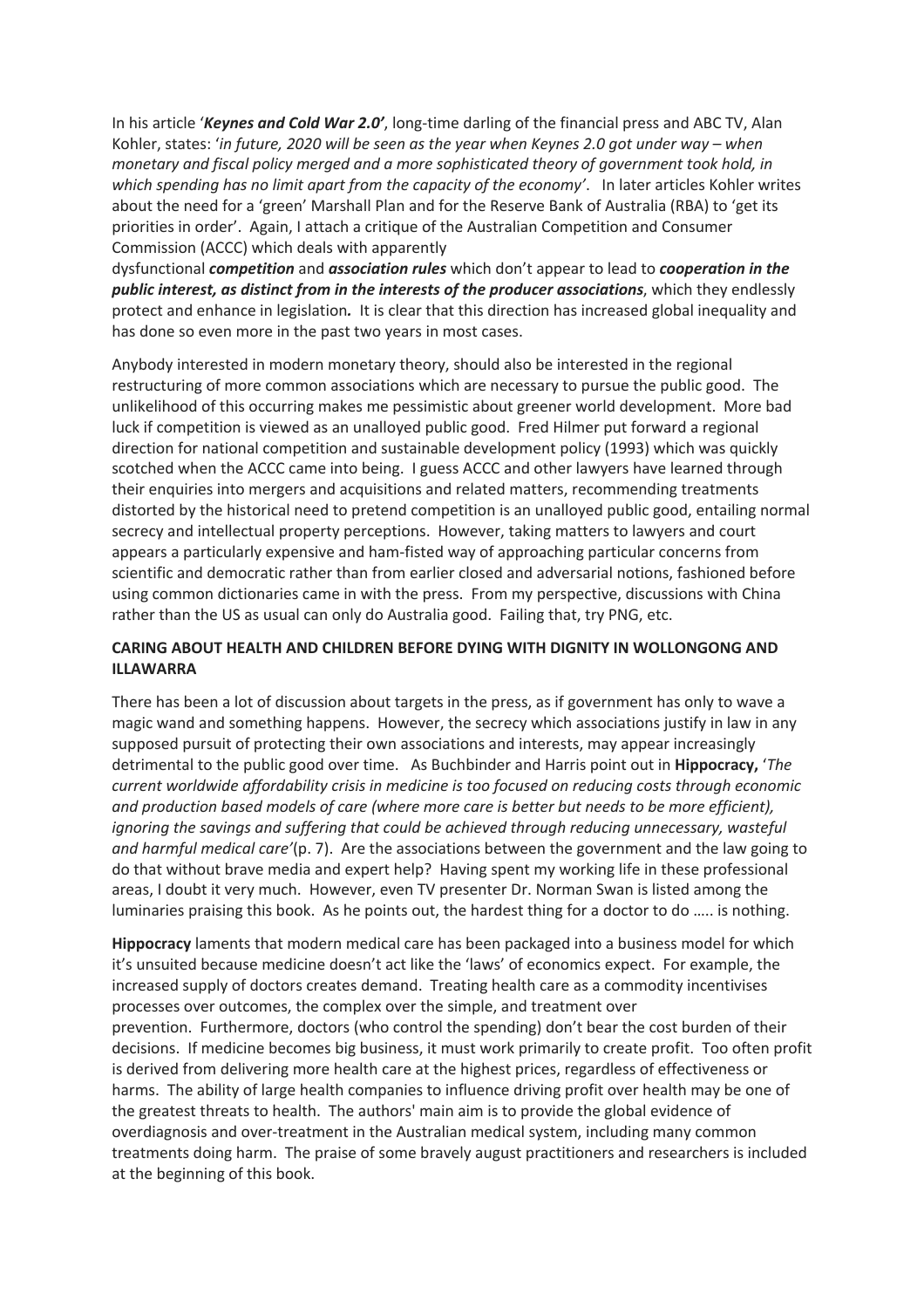In his article '***Keynes and Cold War 2.0'***, long-time darling of the financial press and ABC TV, Alan Kohler, states: '*in future, 2020 will be seen as the year when Keynes 2.0 got under way – when monetary and fiscal policy merged and a more sophisticated theory of government took hold, in which spending has no limit apart from the capacity of the economy*'. In later articles Kohler writes about the need for a 'green' Marshall Plan and for the Reserve Bank of Australia (RBA) to 'get its priorities in order'. Again, I attach a critique of the Australian Competition and Consumer Commission (ACCC) which deals with apparently dysfunctional ***competition*** and ***association rules*** which don't appear to lead to ***cooperation in the public interest, as distinct from in the interests of the producer associations***, which they endlessly protect and enhance in legislation***.*** It is clear that this direction has increased global inequality and has done so even more in the past two years in most cases.

Anybody interested in modern monetary theory, should also be interested in the regional restructuring of more common associations which are necessary to pursue the public good. The unlikelihood of this occurring makes me pessimistic about greener world development. More bad luck if competition is viewed as an unalloyed public good. Fred Hilmer put forward a regional direction for national competition and sustainable development policy (1993) which was quickly scotched when the ACCC came into being. I guess ACCC and other lawyers have learned through their enquiries into mergers and acquisitions and related matters, recommending treatments distorted by the historical need to pretend competition is an unalloyed public good, entailing normal secrecy and intellectual property perceptions. However, taking matters to lawyers and court appears a particularly expensive and ham-fisted way of approaching particular concerns from scientific and democratic rather than from earlier closed and adversarial notions, fashioned before using common dictionaries came in with the press. From my perspective, discussions with China rather than the US as usual can only do Australia good. Failing that, try PNG, etc.

**CARING ABOUT HEALTH AND CHILDREN BEFORE DYING WITH DIGNITY IN WOLLONGONG AND ILLAWARRA**

There has been a lot of discussion about targets in the press, as if government has only to wave a magic wand and something happens. However, the secrecy which associations justify in law in any supposed pursuit of protecting their own associations and interests, may appear increasingly detrimental to the public good over time. As Buchbinder and Harris point out in **Hippocracy,** '*The current worldwide affordability crisis in medicine is too focused on reducing costs through economic and production based models of care (where more care is better but needs to be more efficient), ignoring the savings and suffering that could be achieved through reducing unnecessary, wasteful and harmful medical care'*(p. 7). Are the associations between the government and the law going to do that without brave media and expert help? Having spent my working life in these professional areas, I doubt it very much. However, even TV presenter Dr. Norman Swan is listed among the luminaries praising this book. As he points out, the hardest thing for a doctor to do ….. is nothing.

**Hippocracy** laments that modern medical care has been packaged into a business model for which it's unsuited because medicine doesn't act like the 'laws' of economics expect. For example, the increased supply of doctors creates demand. Treating health care as a commodity incentivises processes over outcomes, the complex over the simple, and treatment over prevention. Furthermore, doctors (who control the spending) don't bear the cost burden of their decisions. If medicine becomes big business, it must work primarily to create profit. Too often profit is derived from delivering more health care at the highest prices, regardless of effectiveness or harms. The ability of large health companies to influence driving profit over health may be one of the greatest threats to health. The authors' main aim is to provide the global evidence of overdiagnosis and over-treatment in the Australian medical system, including many common treatments doing harm. The praise of some bravely august practitioners and researchers is included at the beginning of this book.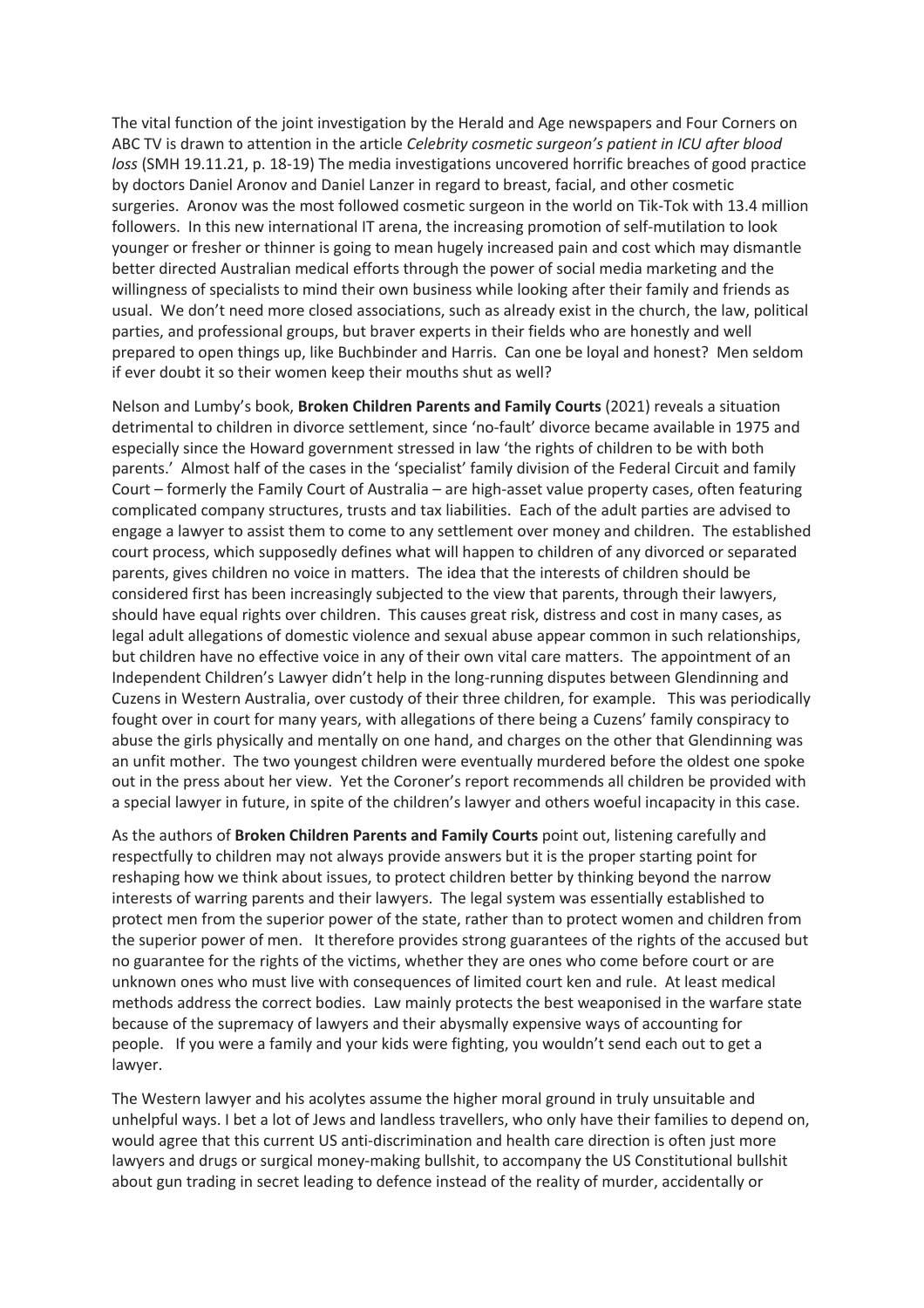The vital function of the joint investigation by the Herald and Age newspapers and Four Corners on ABC TV is drawn to attention in the article *Celebrity cosmetic surgeon's patient in ICU after blood loss* (SMH 19.11.21, p. 18-19) The media investigations uncovered horrific breaches of good practice by doctors Daniel Aronov and Daniel Lanzer in regard to breast, facial, and other cosmetic surgeries. Aronov was the most followed cosmetic surgeon in the world on Tik-Tok with 13.4 million followers. In this new international IT arena, the increasing promotion of self-mutilation to look younger or fresher or thinner is going to mean hugely increased pain and cost which may dismantle better directed Australian medical efforts through the power of social media marketing and the willingness of specialists to mind their own business while looking after their family and friends as usual. We don't need more closed associations, such as already exist in the church, the law, political parties, and professional groups, but braver experts in their fields who are honestly and well prepared to open things up, like Buchbinder and Harris. Can one be loyal and honest? Men seldom if ever doubt it so their women keep their mouths shut as well?

Nelson and Lumby's book, **Broken Children Parents and Family Courts** (2021) reveals a situation detrimental to children in divorce settlement, since 'no-fault' divorce became available in 1975 and especially since the Howard government stressed in law 'the rights of children to be with both parents.' Almost half of the cases in the 'specialist' family division of the Federal Circuit and family Court – formerly the Family Court of Australia – are high-asset value property cases, often featuring complicated company structures, trusts and tax liabilities. Each of the adult parties are advised to engage a lawyer to assist them to come to any settlement over money and children. The established court process, which supposedly defines what will happen to children of any divorced or separated parents, gives children no voice in matters. The idea that the interests of children should be considered first has been increasingly subjected to the view that parents, through their lawyers, should have equal rights over children. This causes great risk, distress and cost in many cases, as legal adult allegations of domestic violence and sexual abuse appear common in such relationships, but children have no effective voice in any of their own vital care matters. The appointment of an Independent Children's Lawyer didn't help in the long-running disputes between Glendinning and Cuzens in Western Australia, over custody of their three children, for example. This was periodically fought over in court for many years, with allegations of there being a Cuzens' family conspiracy to abuse the girls physically and mentally on one hand, and charges on the other that Glendinning was an unfit mother. The two youngest children were eventually murdered before the oldest one spoke out in the press about her view. Yet the Coroner's report recommends all children be provided with a special lawyer in future, in spite of the children's lawyer and others woeful incapacity in this case.

As the authors of **Broken Children Parents and Family Courts** point out, listening carefully and respectfully to children may not always provide answers but it is the proper starting point for reshaping how we think about issues, to protect children better by thinking beyond the narrow interests of warring parents and their lawyers. The legal system was essentially established to protect men from the superior power of the state, rather than to protect women and children from the superior power of men. It therefore provides strong guarantees of the rights of the accused but no guarantee for the rights of the victims, whether they are ones who come before court or are unknown ones who must live with consequences of limited court ken and rule. At least medical methods address the correct bodies. Law mainly protects the best weaponised in the warfare state because of the supremacy of lawyers and their abysmally expensive ways of accounting for people. If you were a family and your kids were fighting, you wouldn't send each out to get a lawyer.

The Western lawyer and his acolytes assume the higher moral ground in truly unsuitable and unhelpful ways. I bet a lot of Jews and landless travellers, who only have their families to depend on, would agree that this current US anti-discrimination and health care direction is often just more lawyers and drugs or surgical money-making bullshit, to accompany the US Constitutional bullshit about gun trading in secret leading to defence instead of the reality of murder, accidentally or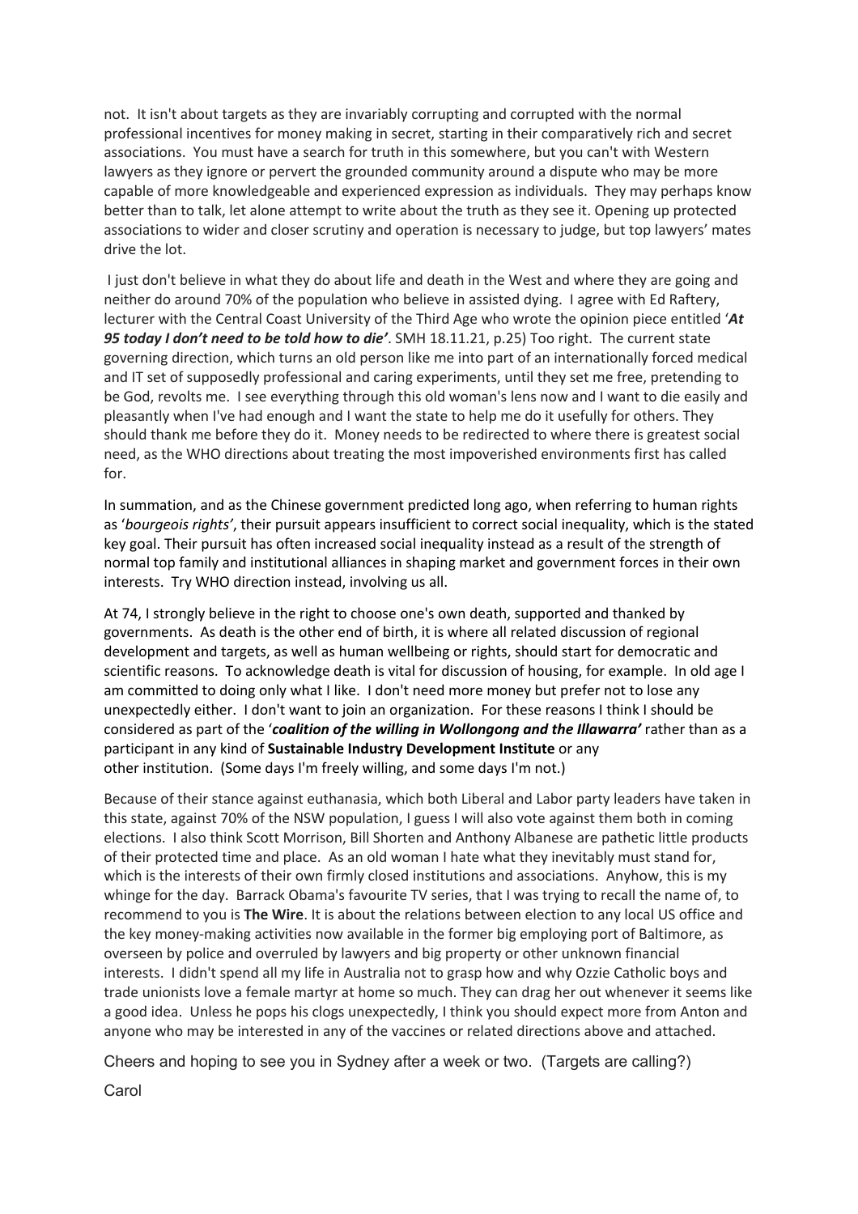not. It isn't about targets as they are invariably corrupting and corrupted with the normal professional incentives for money making in secret, starting in their comparatively rich and secret associations. You must have a search for truth in this somewhere, but you can't with Western lawyers as they ignore or pervert the grounded community around a dispute who may be more capable of more knowledgeable and experienced expression as individuals. They may perhaps know better than to talk, let alone attempt to write about the truth as they see it. Opening up protected associations to wider and closer scrutiny and operation is necessary to judge, but top lawyers' mates drive the lot.

I just don't believe in what they do about life and death in the West and where they are going and neither do around 70% of the population who believe in assisted dying. I agree with Ed Raftery, lecturer with the Central Coast University of the Third Age who wrote the opinion piece entitled '***At 95 today I don't need to be told how to die***'. SMH 18.11.21, p.25) Too right. The current state governing direction, which turns an old person like me into part of an internationally forced medical and IT set of supposedly professional and caring experiments, until they set me free, pretending to be God, revolts me. I see everything through this old woman's lens now and I want to die easily and pleasantly when I've had enough and I want the state to help me do it usefully for others. They should thank me before they do it. Money needs to be redirected to where there is greatest social need, as the WHO directions about treating the most impoverished environments first has called for.

In summation, and as the Chinese government predicted long ago, when referring to human rights as '*bourgeois rights'*, their pursuit appears insufficient to correct social inequality, which is the stated key goal. Their pursuit has often increased social inequality instead as a result of the strength of normal top family and institutional alliances in shaping market and government forces in their own interests. Try WHO direction instead, involving us all.

At 74, I strongly believe in the right to choose one's own death, supported and thanked by governments. As death is the other end of birth, it is where all related discussion of regional development and targets, as well as human wellbeing or rights, should start for democratic and scientific reasons. To acknowledge death is vital for discussion of housing, for example. In old age I am committed to doing only what I like. I don't need more money but prefer not to lose any unexpectedly either. I don't want to join an organization. For these reasons I think I should be considered as part of the '***coalition of the willing in Wollongong and the Illawarra'*** rather than as a participant in any kind of **Sustainable Industry Development Institute** or any other institution. (Some days I'm freely willing, and some days I'm not.)

Because of their stance against euthanasia, which both Liberal and Labor party leaders have taken in this state, against 70% of the NSW population, I guess I will also vote against them both in coming elections. I also think Scott Morrison, Bill Shorten and Anthony Albanese are pathetic little products of their protected time and place. As an old woman I hate what they inevitably must stand for, which is the interests of their own firmly closed institutions and associations. Anyhow, this is my whinge for the day. Barrack Obama's favourite TV series, that I was trying to recall the name of, to recommend to you is **The Wire**. It is about the relations between election to any local US office and the key money-making activities now available in the former big employing port of Baltimore, as overseen by police and overruled by lawyers and big property or other unknown financial interests. I didn't spend all my life in Australia not to grasp how and why Ozzie Catholic boys and trade unionists love a female martyr at home so much. They can drag her out whenever it seems like a good idea. Unless he pops his clogs unexpectedly, I think you should expect more from Anton and anyone who may be interested in any of the vaccines or related directions above and attached.

Cheers and hoping to see you in Sydney after a week or two. (Targets are calling?)

Carol